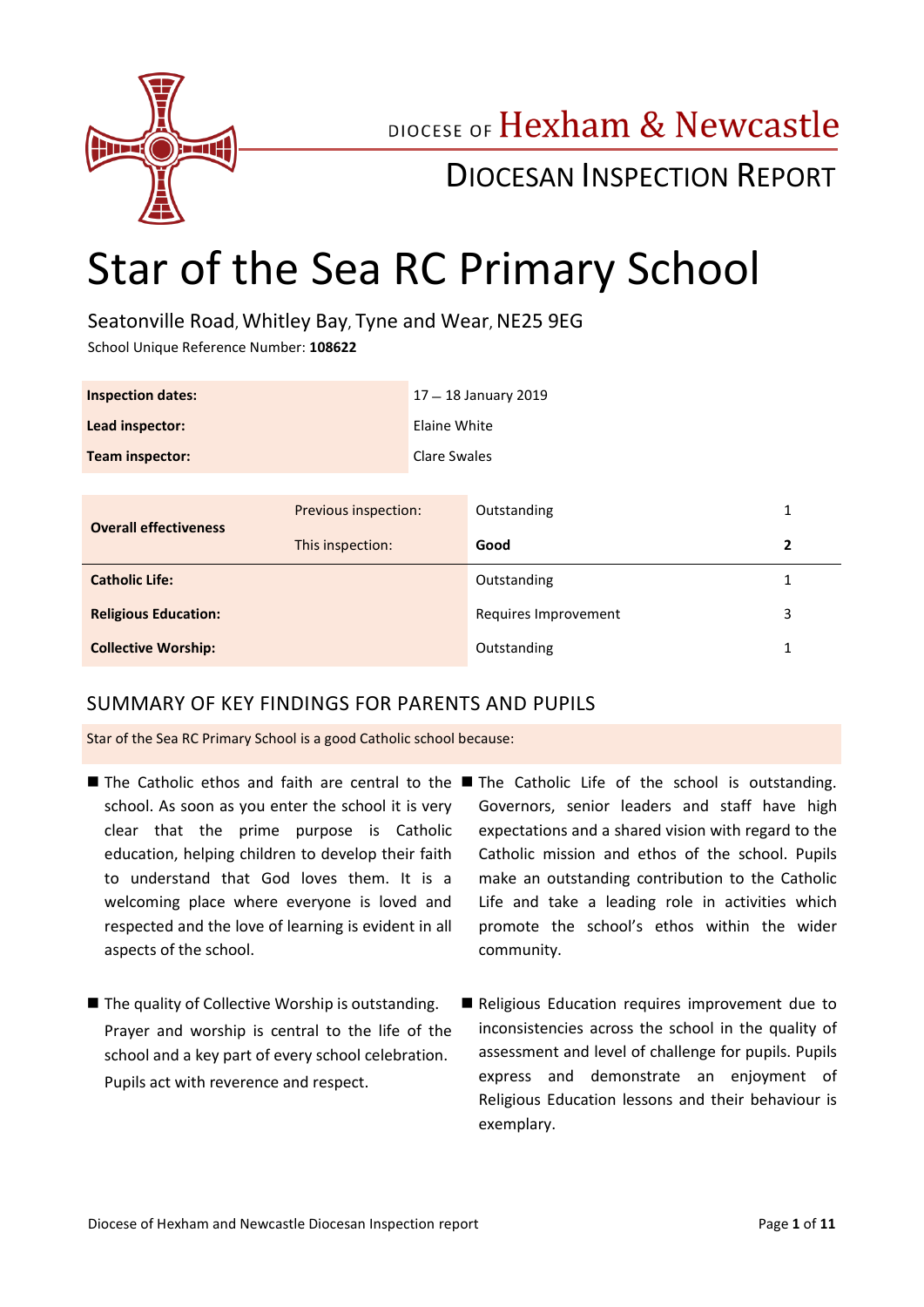DIOCESE OF Hexham & Newcastle

DIOCESAN INSPECTION REPORT

# Star of the Sea RC Primary School

Seatonville Road, Whitley Bay, Tyne and Wear, NE25 9EG

School Unique Reference Number: **108622**

| | |
|---|---|
| **Inspection dates:** | 17 – 18 January 2019 |
| **Lead inspector:** | Elaine White |
| **Team inspector:** | Clare Swales |

| | | | |
|---|---|---|---|
| **Overall effectiveness** | Previous inspection: | Outstanding | 1 |
| | This inspection: | **Good** | **2** |
| **Catholic Life:** | | Outstanding | 1 |
| **Religious Education:** | | Requires Improvement | 3 |
| **Collective Worship:** | | Outstanding | 1 |

## SUMMARY OF KEY FINDINGS FOR PARENTS AND PUPILS

Star of the Sea RC Primary School is a good Catholic school because:

- The Catholic ethos and faith are central to the school. As soon as you enter the school it is very clear that the prime purpose is Catholic education, helping children to develop their faith to understand that God loves them. It is a welcoming place where everyone is loved and respected and the love of learning is evident in all aspects of the school.
- The Catholic Life of the school is outstanding. Governors, senior leaders and staff have high expectations and a shared vision with regard to the Catholic mission and ethos of the school. Pupils make an outstanding contribution to the Catholic Life and take a leading role in activities which promote the school's ethos within the wider community.
- The quality of Collective Worship is outstanding. Prayer and worship is central to the life of the school and a key part of every school celebration. Pupils act with reverence and respect.
- Religious Education requires improvement due to inconsistencies across the school in the quality of assessment and level of challenge for pupils. Pupils express and demonstrate an enjoyment of Religious Education lessons and their behaviour is exemplary.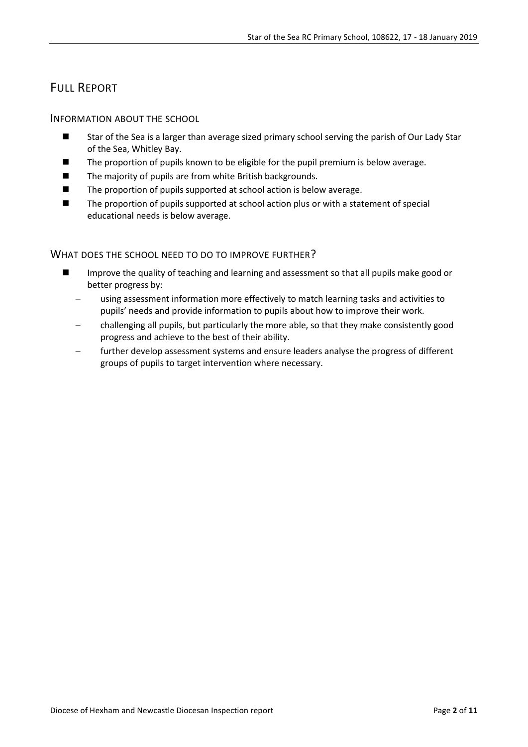# Full Report

## Information about the school

- Star of the Sea is a larger than average sized primary school serving the parish of Our Lady Star of the Sea, Whitley Bay.
- The proportion of pupils known to be eligible for the pupil premium is below average.
- The majority of pupils are from white British backgrounds.
- The proportion of pupils supported at school action is below average.
- The proportion of pupils supported at school action plus or with a statement of special educational needs is below average.

## What does the school need to do to improve further?

- Improve the quality of teaching and learning and assessment so that all pupils make good or better progress by:
  - using assessment information more effectively to match learning tasks and activities to pupils' needs and provide information to pupils about how to improve their work.
  - challenging all pupils, but particularly the more able, so that they make consistently good progress and achieve to the best of their ability.
  - further develop assessment systems and ensure leaders analyse the progress of different groups of pupils to target intervention where necessary.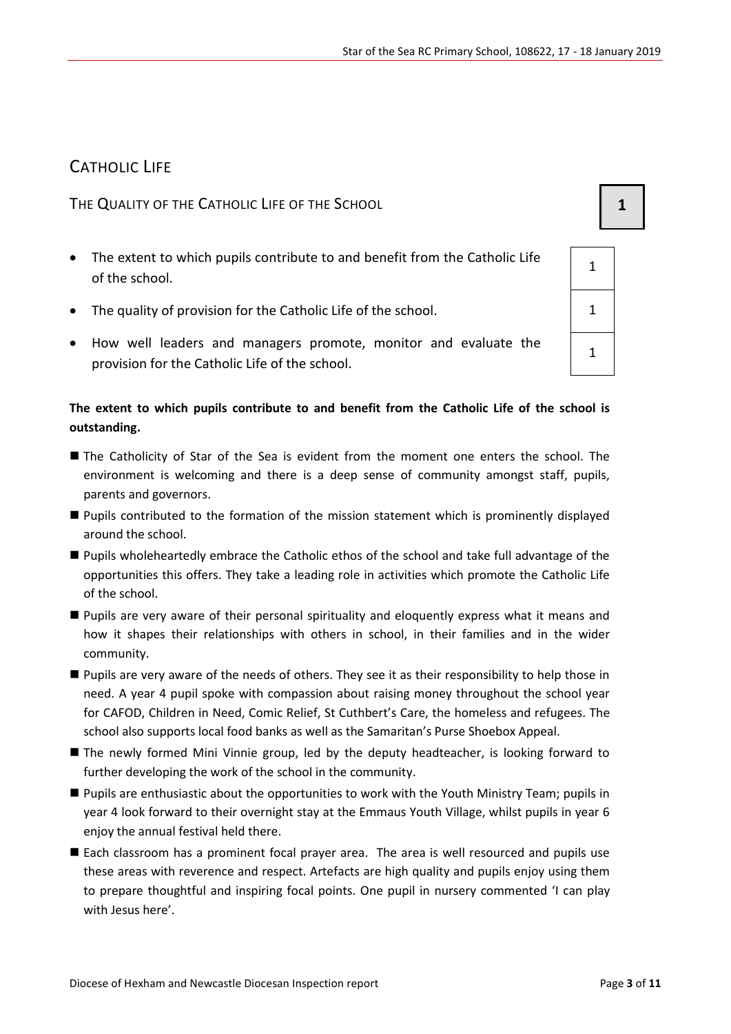## CATHOLIC LIFE

### THE QUALITY OF THE CATHOLIC LIFE OF THE SCHOOL

**1**

| | |
|---|---|
| The extent to which pupils contribute to and benefit from the Catholic Life of the school. | 1 |
| The quality of provision for the Catholic Life of the school. | 1 |
| How well leaders and managers promote, monitor and evaluate the provision for the Catholic Life of the school. | 1 |

**The extent to which pupils contribute to and benefit from the Catholic Life of the school is outstanding.**

- The Catholicity of Star of the Sea is evident from the moment one enters the school. The environment is welcoming and there is a deep sense of community amongst staff, pupils, parents and governors.
- Pupils contributed to the formation of the mission statement which is prominently displayed around the school.
- Pupils wholeheartedly embrace the Catholic ethos of the school and take full advantage of the opportunities this offers. They take a leading role in activities which promote the Catholic Life of the school.
- Pupils are very aware of their personal spirituality and eloquently express what it means and how it shapes their relationships with others in school, in their families and in the wider community.
- Pupils are very aware of the needs of others. They see it as their responsibility to help those in need. A year 4 pupil spoke with compassion about raising money throughout the school year for CAFOD, Children in Need, Comic Relief, St Cuthbert's Care, the homeless and refugees. The school also supports local food banks as well as the Samaritan's Purse Shoebox Appeal.
- The newly formed Mini Vinnie group, led by the deputy headteacher, is looking forward to further developing the work of the school in the community.
- Pupils are enthusiastic about the opportunities to work with the Youth Ministry Team; pupils in year 4 look forward to their overnight stay at the Emmaus Youth Village, whilst pupils in year 6 enjoy the annual festival held there.
- Each classroom has a prominent focal prayer area. The area is well resourced and pupils use these areas with reverence and respect. Artefacts are high quality and pupils enjoy using them to prepare thoughtful and inspiring focal points. One pupil in nursery commented 'I can play with Jesus here'.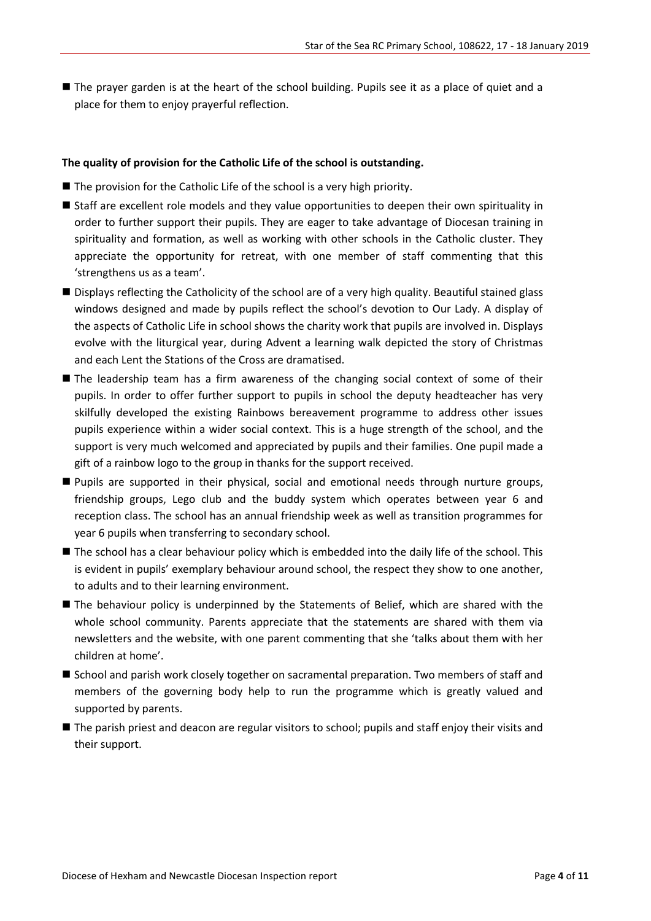- The prayer garden is at the heart of the school building. Pupils see it as a place of quiet and a place for them to enjoy prayerful reflection.

**The quality of provision for the Catholic Life of the school is outstanding.**

- The provision for the Catholic Life of the school is a very high priority.
- Staff are excellent role models and they value opportunities to deepen their own spirituality in order to further support their pupils. They are eager to take advantage of Diocesan training in spirituality and formation, as well as working with other schools in the Catholic cluster. They appreciate the opportunity for retreat, with one member of staff commenting that this 'strengthens us as a team'.
- Displays reflecting the Catholicity of the school are of a very high quality. Beautiful stained glass windows designed and made by pupils reflect the school's devotion to Our Lady. A display of the aspects of Catholic Life in school shows the charity work that pupils are involved in. Displays evolve with the liturgical year, during Advent a learning walk depicted the story of Christmas and each Lent the Stations of the Cross are dramatised.
- The leadership team has a firm awareness of the changing social context of some of their pupils. In order to offer further support to pupils in school the deputy headteacher has very skilfully developed the existing Rainbows bereavement programme to address other issues pupils experience within a wider social context. This is a huge strength of the school, and the support is very much welcomed and appreciated by pupils and their families. One pupil made a gift of a rainbow logo to the group in thanks for the support received.
- Pupils are supported in their physical, social and emotional needs through nurture groups, friendship groups, Lego club and the buddy system which operates between year 6 and reception class. The school has an annual friendship week as well as transition programmes for year 6 pupils when transferring to secondary school.
- The school has a clear behaviour policy which is embedded into the daily life of the school. This is evident in pupils' exemplary behaviour around school, the respect they show to one another, to adults and to their learning environment.
- The behaviour policy is underpinned by the Statements of Belief, which are shared with the whole school community. Parents appreciate that the statements are shared with them via newsletters and the website, with one parent commenting that she 'talks about them with her children at home'.
- School and parish work closely together on sacramental preparation. Two members of staff and members of the governing body help to run the programme which is greatly valued and supported by parents.
- The parish priest and deacon are regular visitors to school; pupils and staff enjoy their visits and their support.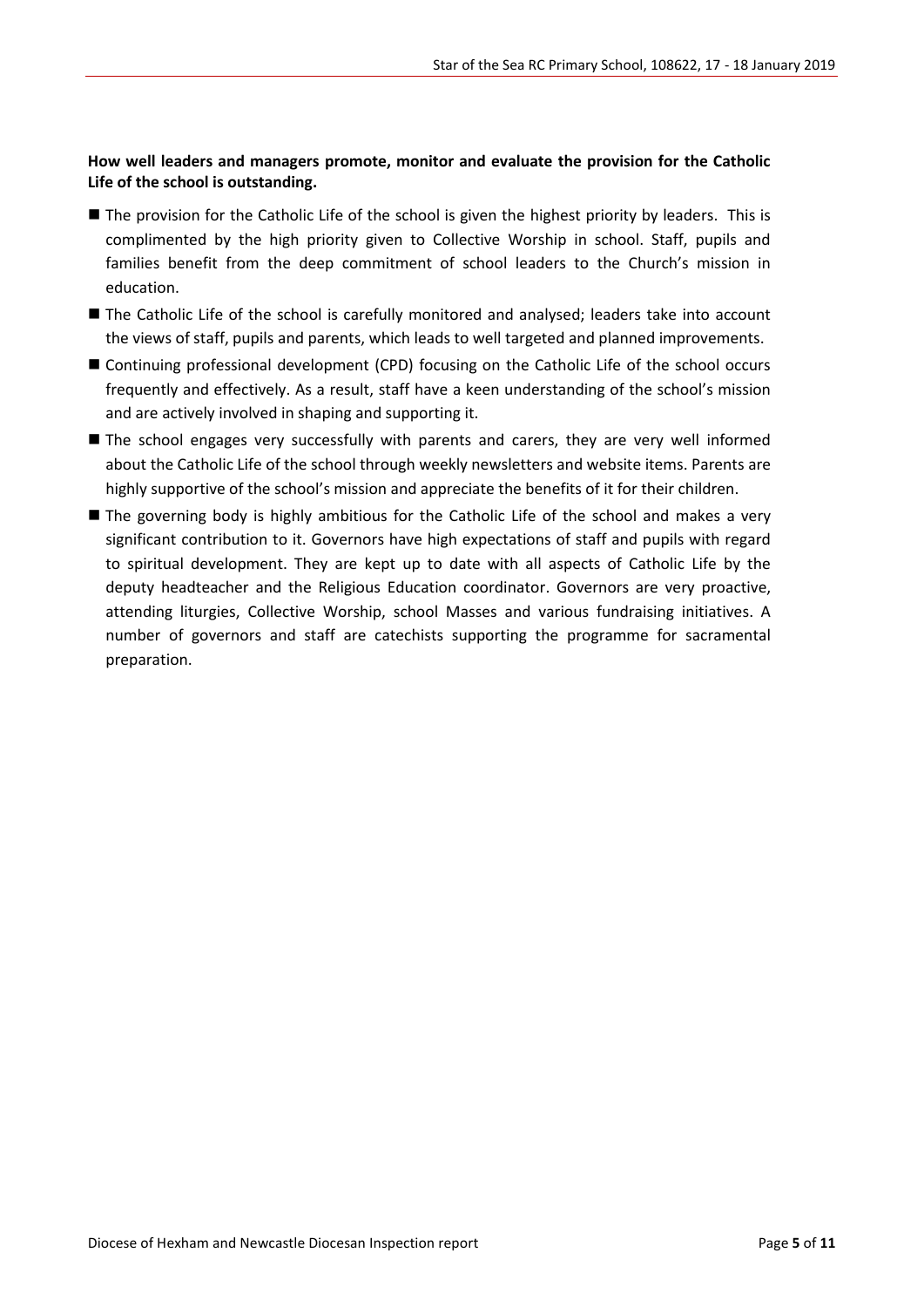**How well leaders and managers promote, monitor and evaluate the provision for the Catholic Life of the school is outstanding.**

- The provision for the Catholic Life of the school is given the highest priority by leaders. This is complimented by the high priority given to Collective Worship in school. Staff, pupils and families benefit from the deep commitment of school leaders to the Church's mission in education.
- The Catholic Life of the school is carefully monitored and analysed; leaders take into account the views of staff, pupils and parents, which leads to well targeted and planned improvements.
- Continuing professional development (CPD) focusing on the Catholic Life of the school occurs frequently and effectively. As a result, staff have a keen understanding of the school's mission and are actively involved in shaping and supporting it.
- The school engages very successfully with parents and carers, they are very well informed about the Catholic Life of the school through weekly newsletters and website items. Parents are highly supportive of the school's mission and appreciate the benefits of it for their children.
- The governing body is highly ambitious for the Catholic Life of the school and makes a very significant contribution to it. Governors have high expectations of staff and pupils with regard to spiritual development. They are kept up to date with all aspects of Catholic Life by the deputy headteacher and the Religious Education coordinator. Governors are very proactive, attending liturgies, Collective Worship, school Masses and various fundraising initiatives. A number of governors and staff are catechists supporting the programme for sacramental preparation.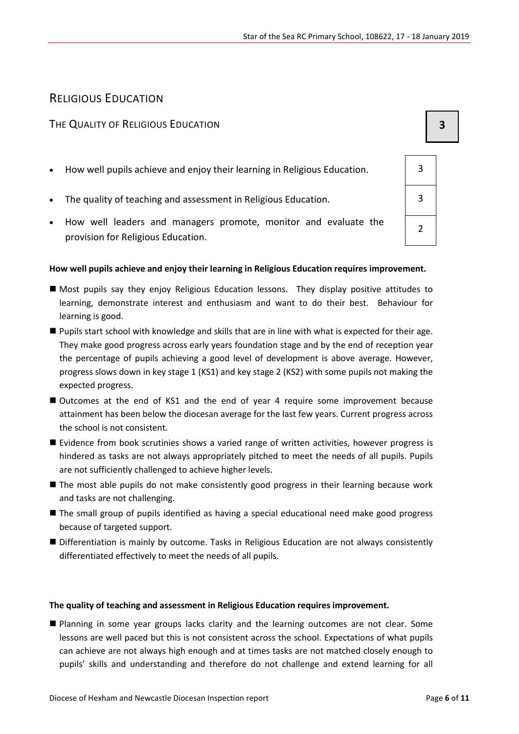## RELIGIOUS EDUCATION

### THE QUALITY OF RELIGIOUS EDUCATION

**3**

| | |
|---|---|
| How well pupils achieve and enjoy their learning in Religious Education. | 3 |
| The quality of teaching and assessment in Religious Education. | 3 |
| How well leaders and managers promote, monitor and evaluate the provision for Religious Education. | 2 |

**How well pupils achieve and enjoy their learning in Religious Education requires improvement.**

- Most pupils say they enjoy Religious Education lessons. They display positive attitudes to learning, demonstrate interest and enthusiasm and want to do their best. Behaviour for learning is good.
- Pupils start school with knowledge and skills that are in line with what is expected for their age. They make good progress across early years foundation stage and by the end of reception year the percentage of pupils achieving a good level of development is above average. However, progress slows down in key stage 1 (KS1) and key stage 2 (KS2) with some pupils not making the expected progress.
- Outcomes at the end of KS1 and the end of year 4 require some improvement because attainment has been below the diocesan average for the last few years. Current progress across the school is not consistent.
- Evidence from book scrutinies shows a varied range of written activities, however progress is hindered as tasks are not always appropriately pitched to meet the needs of all pupils. Pupils are not sufficiently challenged to achieve higher levels.
- The most able pupils do not make consistently good progress in their learning because work and tasks are not challenging.
- The small group of pupils identified as having a special educational need make good progress because of targeted support.
- Differentiation is mainly by outcome. Tasks in Religious Education are not always consistently differentiated effectively to meet the needs of all pupils.

**The quality of teaching and assessment in Religious Education requires improvement.**

- Planning in some year groups lacks clarity and the learning outcomes are not clear. Some lessons are well paced but this is not consistent across the school. Expectations of what pupils can achieve are not always high enough and at times tasks are not matched closely enough to pupils' skills and understanding and therefore do not challenge and extend learning for all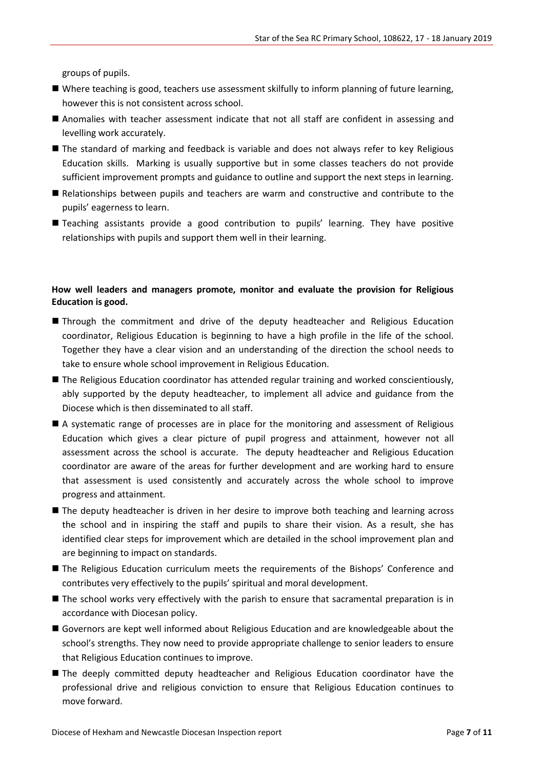groups of pupils.

- Where teaching is good, teachers use assessment skilfully to inform planning of future learning, however this is not consistent across school.
- Anomalies with teacher assessment indicate that not all staff are confident in assessing and levelling work accurately.
- The standard of marking and feedback is variable and does not always refer to key Religious Education skills. Marking is usually supportive but in some classes teachers do not provide sufficient improvement prompts and guidance to outline and support the next steps in learning.
- Relationships between pupils and teachers are warm and constructive and contribute to the pupils' eagerness to learn.
- Teaching assistants provide a good contribution to pupils' learning. They have positive relationships with pupils and support them well in their learning.

**How well leaders and managers promote, monitor and evaluate the provision for Religious Education is good.**

- Through the commitment and drive of the deputy headteacher and Religious Education coordinator, Religious Education is beginning to have a high profile in the life of the school. Together they have a clear vision and an understanding of the direction the school needs to take to ensure whole school improvement in Religious Education.
- The Religious Education coordinator has attended regular training and worked conscientiously, ably supported by the deputy headteacher, to implement all advice and guidance from the Diocese which is then disseminated to all staff.
- A systematic range of processes are in place for the monitoring and assessment of Religious Education which gives a clear picture of pupil progress and attainment, however not all assessment across the school is accurate. The deputy headteacher and Religious Education coordinator are aware of the areas for further development and are working hard to ensure that assessment is used consistently and accurately across the whole school to improve progress and attainment.
- The deputy headteacher is driven in her desire to improve both teaching and learning across the school and in inspiring the staff and pupils to share their vision. As a result, she has identified clear steps for improvement which are detailed in the school improvement plan and are beginning to impact on standards.
- The Religious Education curriculum meets the requirements of the Bishops' Conference and contributes very effectively to the pupils' spiritual and moral development.
- The school works very effectively with the parish to ensure that sacramental preparation is in accordance with Diocesan policy.
- Governors are kept well informed about Religious Education and are knowledgeable about the school's strengths. They now need to provide appropriate challenge to senior leaders to ensure that Religious Education continues to improve.
- The deeply committed deputy headteacher and Religious Education coordinator have the professional drive and religious conviction to ensure that Religious Education continues to move forward.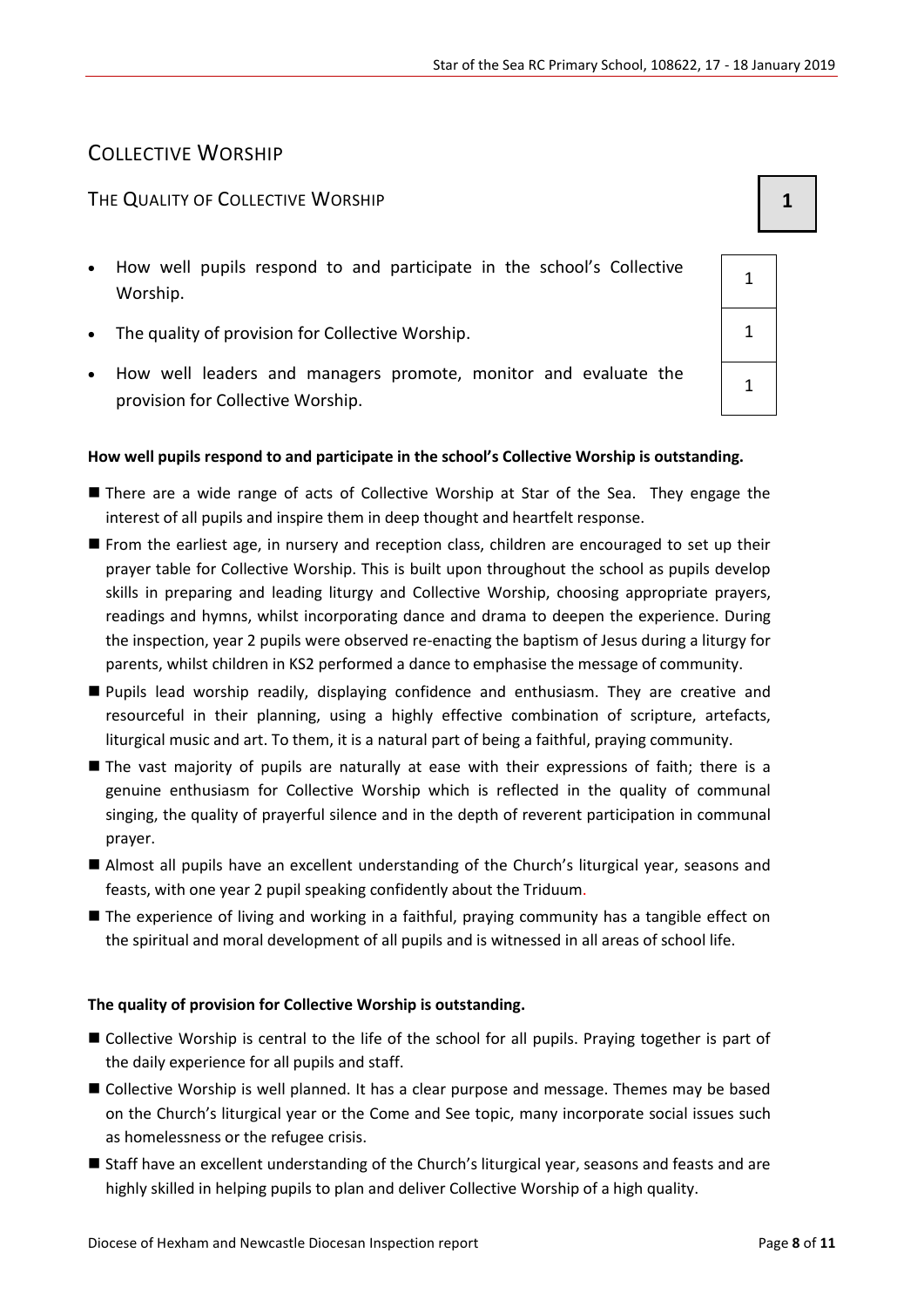## COLLECTIVE WORSHIP

### THE QUALITY OF COLLECTIVE WORSHIP **1**

| | |
|---|---|
| How well pupils respond to and participate in the school's Collective Worship. | 1 |
| The quality of provision for Collective Worship. | 1 |
| How well leaders and managers promote, monitor and evaluate the provision for Collective Worship. | 1 |

**How well pupils respond to and participate in the school's Collective Worship is outstanding.**

- There are a wide range of acts of Collective Worship at Star of the Sea. They engage the interest of all pupils and inspire them in deep thought and heartfelt response.
- From the earliest age, in nursery and reception class, children are encouraged to set up their prayer table for Collective Worship. This is built upon throughout the school as pupils develop skills in preparing and leading liturgy and Collective Worship, choosing appropriate prayers, readings and hymns, whilst incorporating dance and drama to deepen the experience. During the inspection, year 2 pupils were observed re-enacting the baptism of Jesus during a liturgy for parents, whilst children in KS2 performed a dance to emphasise the message of community.
- Pupils lead worship readily, displaying confidence and enthusiasm. They are creative and resourceful in their planning, using a highly effective combination of scripture, artefacts, liturgical music and art. To them, it is a natural part of being a faithful, praying community.
- The vast majority of pupils are naturally at ease with their expressions of faith; there is a genuine enthusiasm for Collective Worship which is reflected in the quality of communal singing, the quality of prayerful silence and in the depth of reverent participation in communal prayer.
- Almost all pupils have an excellent understanding of the Church's liturgical year, seasons and feasts, with one year 2 pupil speaking confidently about the Triduum.
- The experience of living and working in a faithful, praying community has a tangible effect on the spiritual and moral development of all pupils and is witnessed in all areas of school life.

**The quality of provision for Collective Worship is outstanding.**

- Collective Worship is central to the life of the school for all pupils. Praying together is part of the daily experience for all pupils and staff.
- Collective Worship is well planned. It has a clear purpose and message. Themes may be based on the Church's liturgical year or the Come and See topic, many incorporate social issues such as homelessness or the refugee crisis.
- Staff have an excellent understanding of the Church's liturgical year, seasons and feasts and are highly skilled in helping pupils to plan and deliver Collective Worship of a high quality.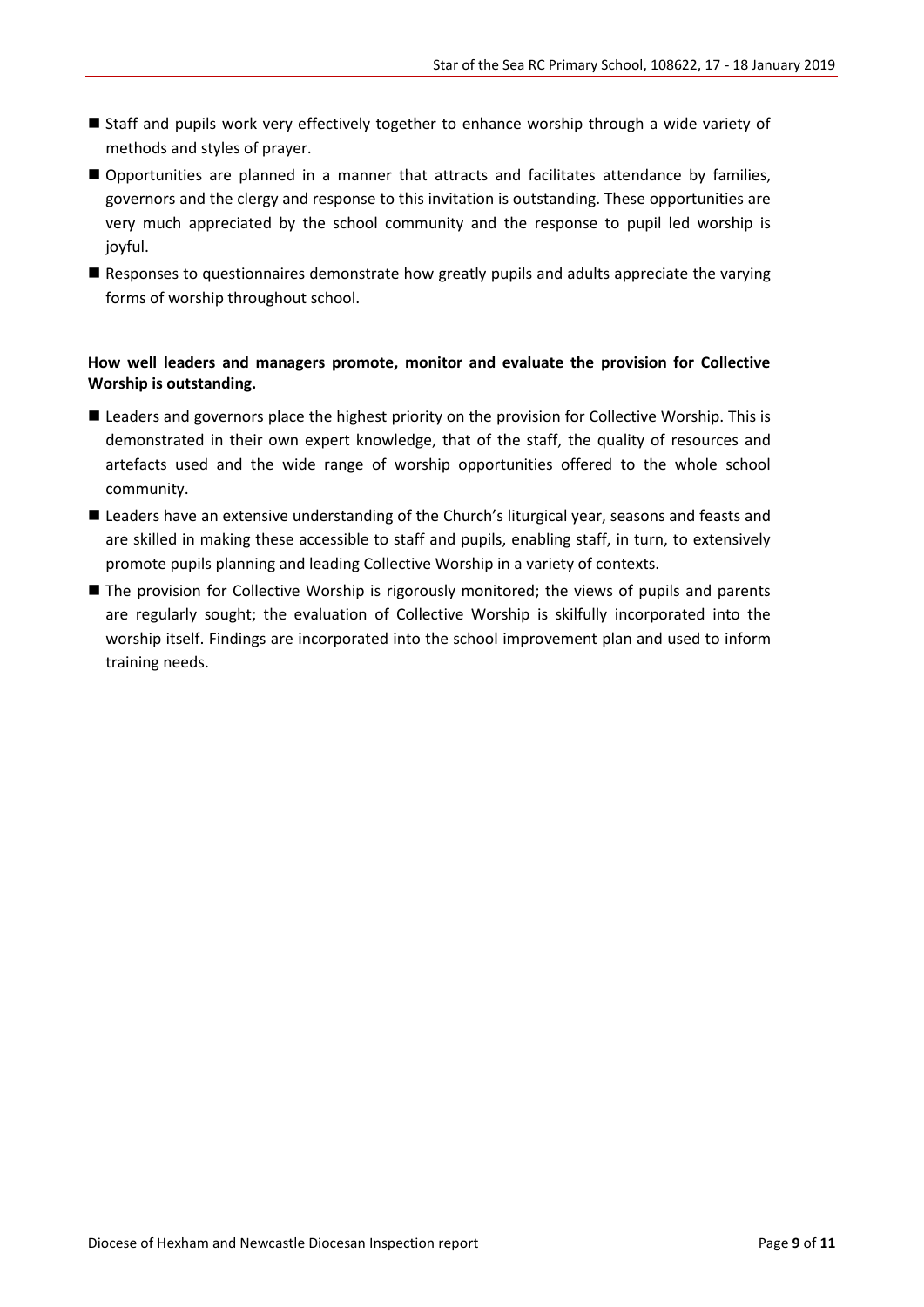- Staff and pupils work very effectively together to enhance worship through a wide variety of methods and styles of prayer.
- Opportunities are planned in a manner that attracts and facilitates attendance by families, governors and the clergy and response to this invitation is outstanding. These opportunities are very much appreciated by the school community and the response to pupil led worship is joyful.
- Responses to questionnaires demonstrate how greatly pupils and adults appreciate the varying forms of worship throughout school.

**How well leaders and managers promote, monitor and evaluate the provision for Collective Worship is outstanding.**

- Leaders and governors place the highest priority on the provision for Collective Worship. This is demonstrated in their own expert knowledge, that of the staff, the quality of resources and artefacts used and the wide range of worship opportunities offered to the whole school community.
- Leaders have an extensive understanding of the Church's liturgical year, seasons and feasts and are skilled in making these accessible to staff and pupils, enabling staff, in turn, to extensively promote pupils planning and leading Collective Worship in a variety of contexts.
- The provision for Collective Worship is rigorously monitored; the views of pupils and parents are regularly sought; the evaluation of Collective Worship is skilfully incorporated into the worship itself. Findings are incorporated into the school improvement plan and used to inform training needs.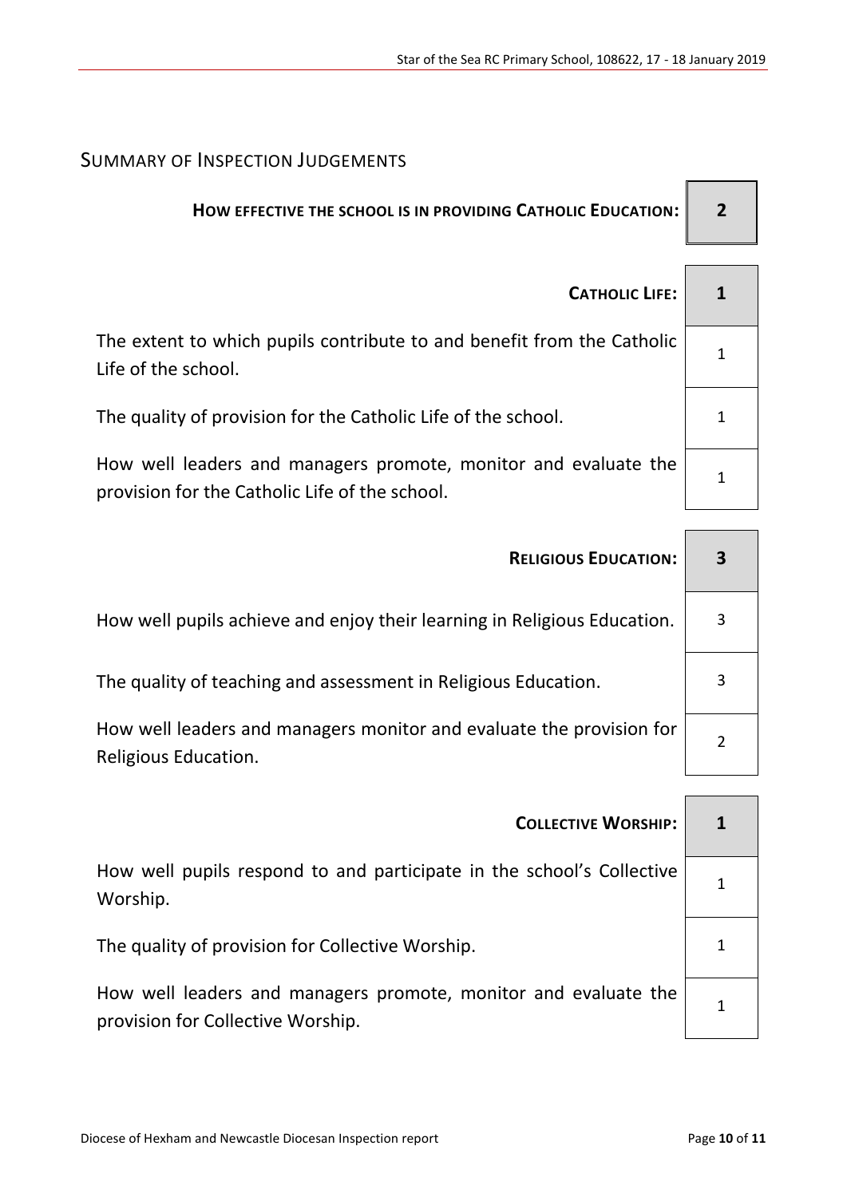## Summary of Inspection Judgements

| | |
|---|---|
| **How effective the school is in providing Catholic Education:** | **2** |

| | |
|---|---|
| **Catholic Life:** | **1** |
| The extent to which pupils contribute to and benefit from the Catholic Life of the school. | 1 |
| The quality of provision for the Catholic Life of the school. | 1 |
| How well leaders and managers promote, monitor and evaluate the provision for the Catholic Life of the school. | 1 |

| | |
|---|---|
| **Religious Education:** | **3** |
| How well pupils achieve and enjoy their learning in Religious Education. | 3 |
| The quality of teaching and assessment in Religious Education. | 3 |
| How well leaders and managers monitor and evaluate the provision for Religious Education. | 2 |

| | |
|---|---|
| **Collective Worship:** | **1** |
| How well pupils respond to and participate in the school's Collective Worship. | 1 |
| The quality of provision for Collective Worship. | 1 |
| How well leaders and managers promote, monitor and evaluate the provision for Collective Worship. | 1 |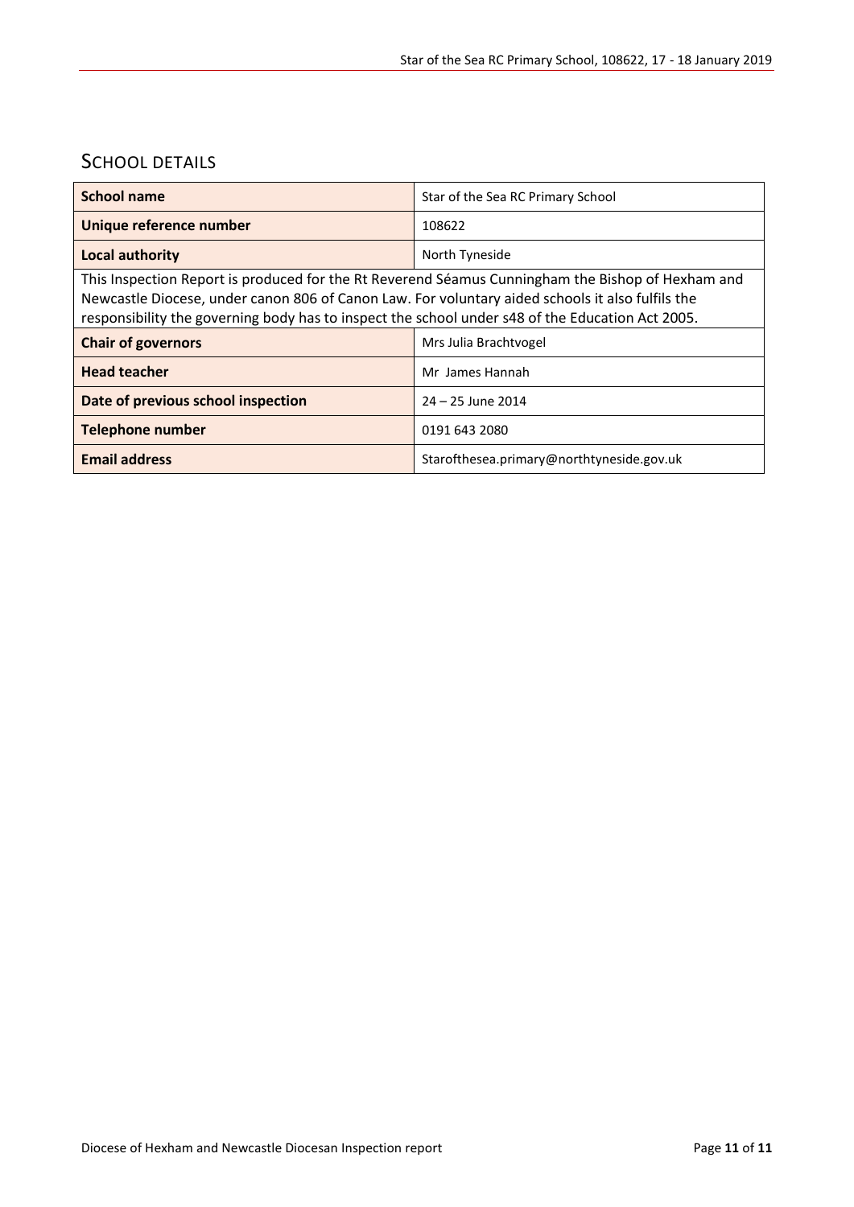## SCHOOL DETAILS

| | |
|---|---|
| **School name** | Star of the Sea RC Primary School |
| **Unique reference number** | 108622 |
| **Local authority** | North Tyneside |
| This Inspection Report is produced for the Rt Reverend Séamus Cunningham the Bishop of Hexham and Newcastle Diocese, under canon 806 of Canon Law. For voluntary aided schools it also fulfils the responsibility the governing body has to inspect the school under s48 of the Education Act 2005. | |
| **Chair of governors** | Mrs Julia Brachtvogel |
| **Head teacher** | Mr James Hannah |
| **Date of previous school inspection** | 24 – 25 June 2014 |
| **Telephone number** | 0191 643 2080 |
| **Email address** | Starofthesea.primary@northtyneside.gov.uk |